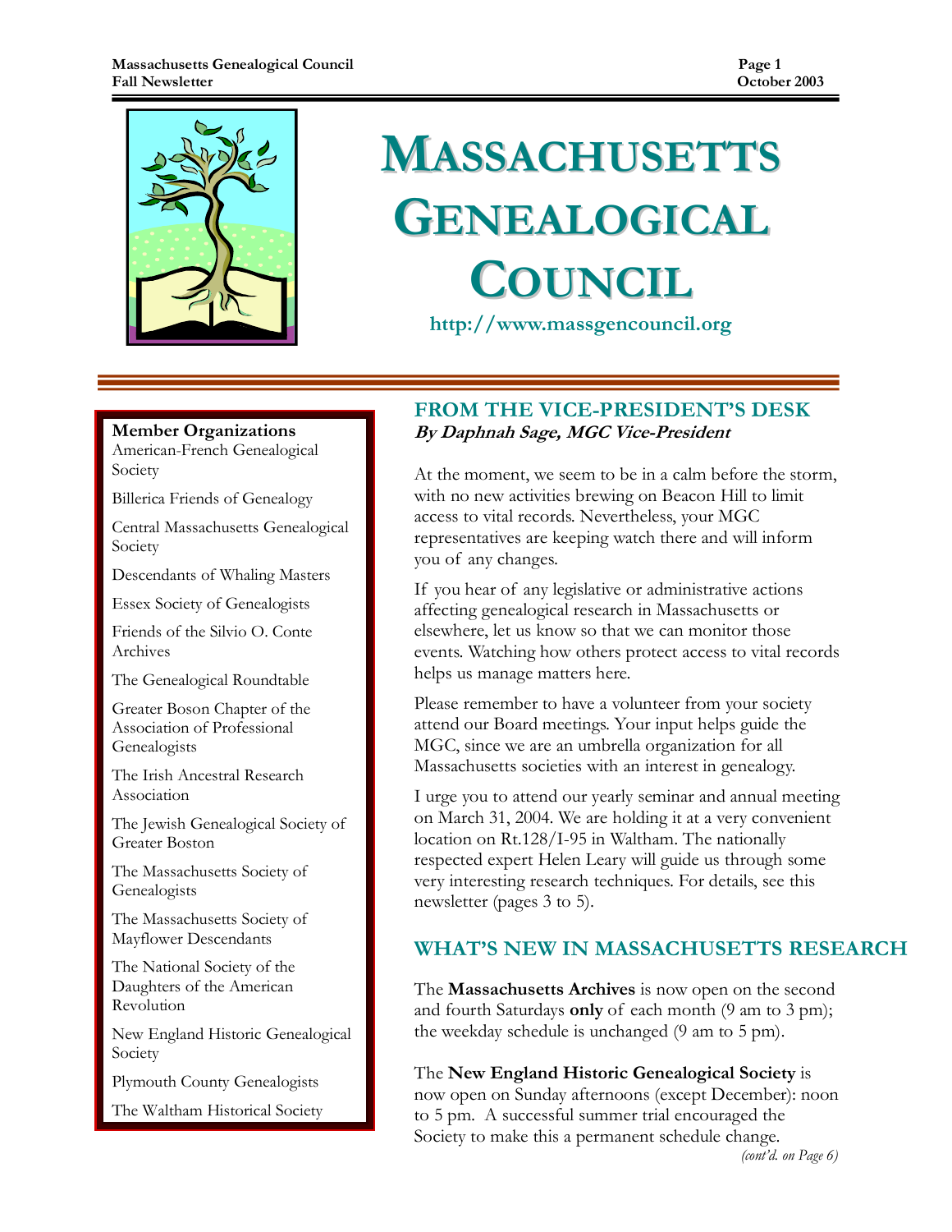# MASSACHUSETTS GENEALOGICAL COUNCIL

http://www.massgencouncil.org

**Member Organizations**

American-French Genealogical Society

Billerica Friends of Genealogy

Central Massachusetts Genealogical Society

Descendants of Whaling Masters

Essex Society of Genealogists

Friends of the Silvio O. Conte Archives

The Genealogical Roundtable

Greater Boson Chapter of the Association of Professional Genealogists

The Irish Ancestral Research Association

The Jewish Genealogical Society of Greater Boston

The Massachusetts Society of Genealogists

The Massachusetts Society of Mayflower Descendants

The National Society of the Daughters of the American Revolution

New England Historic Genealogical Society

Plymouth County Genealogists

The Waltham Historical Society

## FROM THE VICE-PRESIDENT'S DESK

***By Daphnah Sage, MGC Vice-President***

At the moment, we seem to be in a calm before the storm, with no new activities brewing on Beacon Hill to limit access to vital records. Nevertheless, your MGC representatives are keeping watch there and will inform you of any changes.

If you hear of any legislative or administrative actions affecting genealogical research in Massachusetts or elsewhere, let us know so that we can monitor those events. Watching how others protect access to vital records helps us manage matters here.

Please remember to have a volunteer from your society attend our Board meetings. Your input helps guide the MGC, since we are an umbrella organization for all Massachusetts societies with an interest in genealogy.

I urge you to attend our yearly seminar and annual meeting on March 31, 2004. We are holding it at a very convenient location on Rt.128/I-95 in Waltham. The nationally respected expert Helen Leary will guide us through some very interesting research techniques. For details, see this newsletter (pages 3 to 5).

## WHAT'S NEW IN MASSACHUSETTS RESEARCH

The **Massachusetts Archives** is now open on the second and fourth Saturdays **only** of each month (9 am to 3 pm); the weekday schedule is unchanged (9 am to 5 pm).

The **New England Historic Genealogical Society** is now open on Sunday afternoons (except December): noon to 5 pm. A successful summer trial encouraged the Society to make this a permanent schedule change.

*(cont'd. on Page 6)*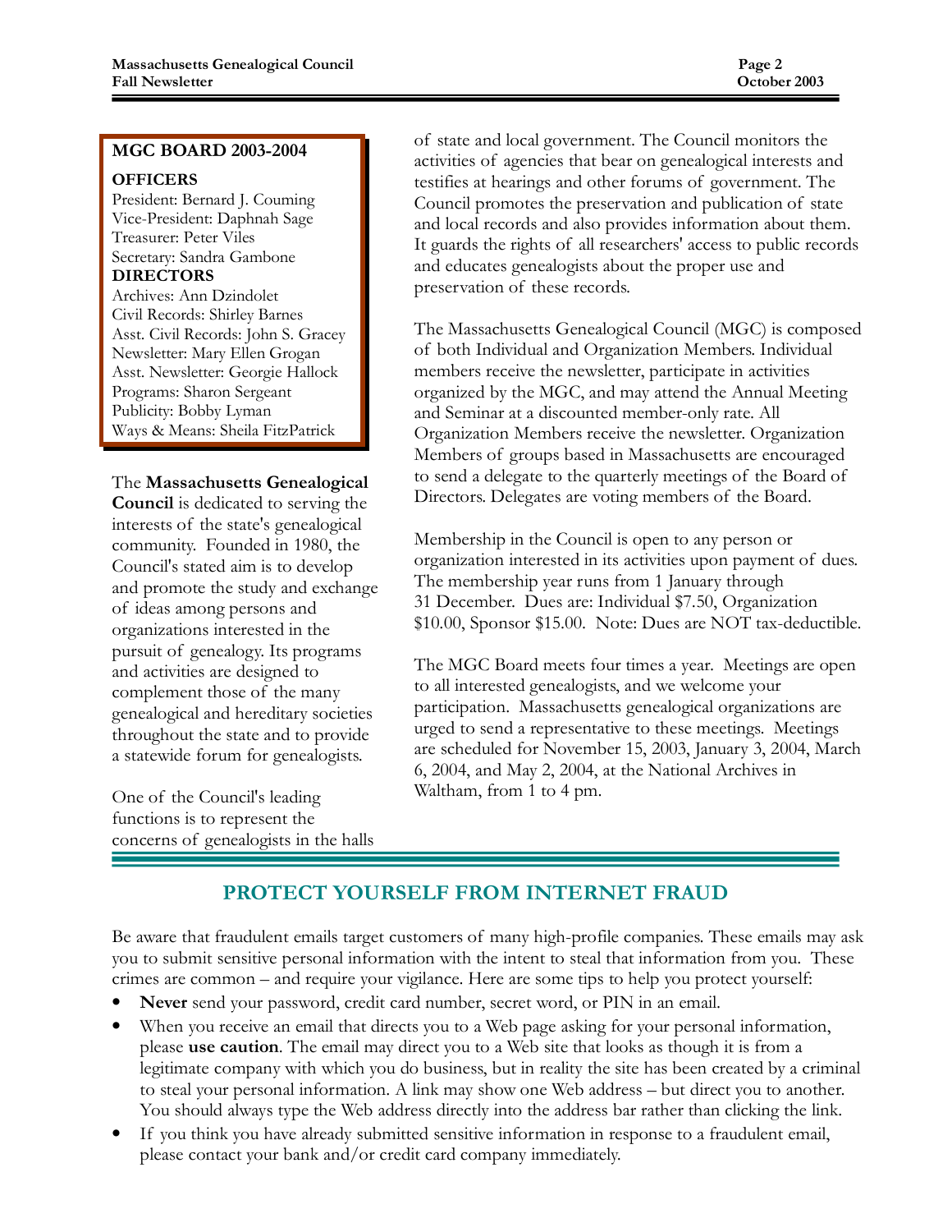## MGC BOARD 2003-2004

**OFFICERS**

President: Bernard J. Couming
Vice-President: Daphnah Sage
Treasurer: Peter Viles
Secretary: Sandra Gambone

**DIRECTORS**

Archives: Ann Dzindolet
Civil Records: Shirley Barnes
Asst. Civil Records: John S. Gracey
Newsletter: Mary Ellen Grogan
Asst. Newsletter: Georgie Hallock
Programs: Sharon Sergeant
Publicity: Bobby Lyman
Ways & Means: Sheila FitzPatrick

The **Massachusetts Genealogical Council** is dedicated to serving the interests of the state's genealogical community. Founded in 1980, the Council's stated aim is to develop and promote the study and exchange of ideas among persons and organizations interested in the pursuit of genealogy. Its programs and activities are designed to complement those of the many genealogical and hereditary societies throughout the state and to provide a statewide forum for genealogists.

One of the Council's leading functions is to represent the concerns of genealogists in the halls of state and local government. The Council monitors the activities of agencies that bear on genealogical interests and testifies at hearings and other forums of government. The Council promotes the preservation and publication of state and local records and also provides information about them. It guards the rights of all researchers' access to public records and educates genealogists about the proper use and preservation of these records.

The Massachusetts Genealogical Council (MGC) is composed of both Individual and Organization Members. Individual members receive the newsletter, participate in activities organized by the MGC, and may attend the Annual Meeting and Seminar at a discounted member-only rate. All Organization Members receive the newsletter. Organization Members of groups based in Massachusetts are encouraged to send a delegate to the quarterly meetings of the Board of Directors. Delegates are voting members of the Board.

Membership in the Council is open to any person or organization interested in its activities upon payment of dues. The membership year runs from 1 January through 31 December. Dues are: Individual $7.50, Organization $10.00, Sponsor $15.00. Note: Dues are NOT tax-deductible.

The MGC Board meets four times a year. Meetings are open to all interested genealogists, and we welcome your participation. Massachusetts genealogical organizations are urged to send a representative to these meetings. Meetings are scheduled for November 15, 2003, January 3, 2004, March 6, 2004, and May 2, 2004, at the National Archives in Waltham, from 1 to 4 pm.

## PROTECT YOURSELF FROM INTERNET FRAUD

Be aware that fraudulent emails target customers of many high-profile companies. These emails may ask you to submit sensitive personal information with the intent to steal that information from you. These crimes are common – and require your vigilance. Here are some tips to help you protect yourself:

- **Never** send your password, credit card number, secret word, or PIN in an email.
- When you receive an email that directs you to a Web page asking for your personal information, please **use caution**. The email may direct you to a Web site that looks as though it is from a legitimate company with which you do business, but in reality the site has been created by a criminal to steal your personal information. A link may show one Web address – but direct you to another. You should always type the Web address directly into the address bar rather than clicking the link.
- If you think you have already submitted sensitive information in response to a fraudulent email, please contact your bank and/or credit card company immediately.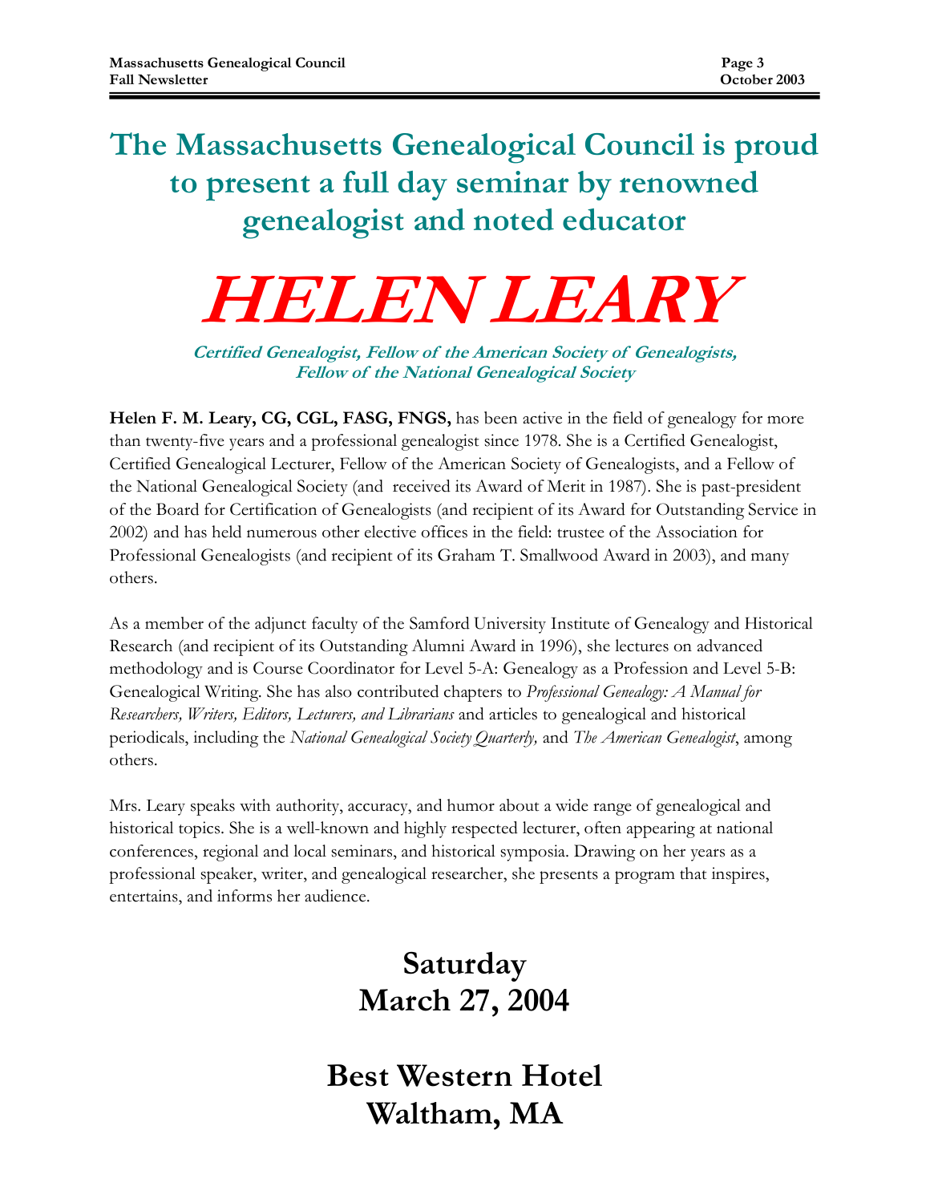## The Massachusetts Genealogical Council is proud to present a full day seminar by renowned genealogist and noted educator

# *HELEN LEARY*

***Certified Genealogist, Fellow of the American Society of Genealogists, Fellow of the National Genealogical Society***

**Helen F. M. Leary, CG, CGL, FASG, FNGS,** has been active in the field of genealogy for more than twenty-five years and a professional genealogist since 1978. She is a Certified Genealogist, Certified Genealogical Lecturer, Fellow of the American Society of Genealogists, and a Fellow of the National Genealogical Society (and received its Award of Merit in 1987). She is past-president of the Board for Certification of Genealogists (and recipient of its Award for Outstanding Service in 2002) and has held numerous other elective offices in the field: trustee of the Association for Professional Genealogists (and recipient of its Graham T. Smallwood Award in 2003), and many others.

As a member of the adjunct faculty of the Samford University Institute of Genealogy and Historical Research (and recipient of its Outstanding Alumni Award in 1996), she lectures on advanced methodology and is Course Coordinator for Level 5-A: Genealogy as a Profession and Level 5-B: Genealogical Writing. She has also contributed chapters to *Professional Genealogy: A Manual for Researchers, Writers, Editors, Lecturers, and Librarians* and articles to genealogical and historical periodicals, including the *National Genealogical Society Quarterly,* and *The American Genealogist*, among others.

Mrs. Leary speaks with authority, accuracy, and humor about a wide range of genealogical and historical topics. She is a well-known and highly respected lecturer, often appearing at national conferences, regional and local seminars, and historical symposia. Drawing on her years as a professional speaker, writer, and genealogical researcher, she presents a program that inspires, entertains, and informs her audience.

## Saturday
## March 27, 2004

## Best Western Hotel
## Waltham, MA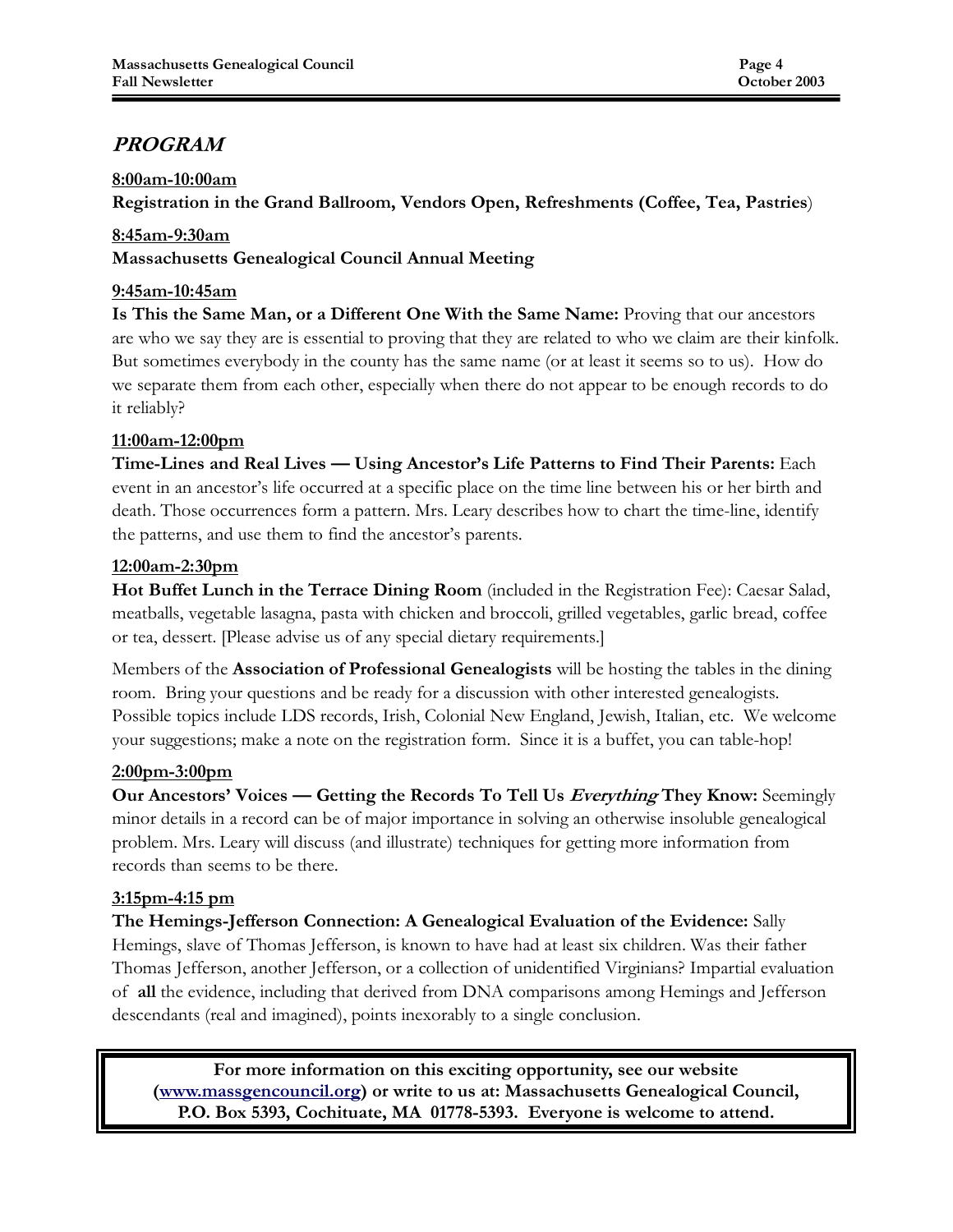## *PROGRAM*

**8:00am-10:00am**
**Registration in the Grand Ballroom, Vendors Open, Refreshments (Coffee, Tea, Pastries**)

**8:45am-9:30am**
**Massachusetts Genealogical Council Annual Meeting**

**9:45am-10:45am**
**Is This the Same Man, or a Different One With the Same Name:** Proving that our ancestors are who we say they are is essential to proving that they are related to who we claim are their kinfolk. But sometimes everybody in the county has the same name (or at least it seems so to us). How do we separate them from each other, especially when there do not appear to be enough records to do it reliably?

**11:00am-12:00pm**
**Time-Lines and Real Lives — Using Ancestor's Life Patterns to Find Their Parents:** Each event in an ancestor's life occurred at a specific place on the time line between his or her birth and death. Those occurrences form a pattern. Mrs. Leary describes how to chart the time-line, identify the patterns, and use them to find the ancestor's parents.

**12:00am-2:30pm**
**Hot Buffet Lunch in the Terrace Dining Room** (included in the Registration Fee): Caesar Salad, meatballs, vegetable lasagna, pasta with chicken and broccoli, grilled vegetables, garlic bread, coffee or tea, dessert. [Please advise us of any special dietary requirements.]

Members of the **Association of Professional Genealogists** will be hosting the tables in the dining room. Bring your questions and be ready for a discussion with other interested genealogists. Possible topics include LDS records, Irish, Colonial New England, Jewish, Italian, etc. We welcome your suggestions; make a note on the registration form. Since it is a buffet, you can table-hop!

**2:00pm-3:00pm**
**Our Ancestors' Voices — Getting the Records To Tell Us *Everything* They Know:** Seemingly minor details in a record can be of major importance in solving an otherwise insoluble genealogical problem. Mrs. Leary will discuss (and illustrate) techniques for getting more information from records than seems to be there.

**3:15pm-4:15 pm**
**The Hemings-Jefferson Connection: A Genealogical Evaluation of the Evidence:** Sally Hemings, slave of Thomas Jefferson, is known to have had at least six children. Was their father Thomas Jefferson, another Jefferson, or a collection of unidentified Virginians? Impartial evaluation of **all** the evidence, including that derived from DNA comparisons among Hemings and Jefferson descendants (real and imagined), points inexorably to a single conclusion.

**For more information on this exciting opportunity, see our website ([www.massgencouncil.org](http://www.massgencouncil.org)) or write to us at: Massachusetts Genealogical Council, P.O. Box 5393, Cochituate, MA 01778-5393. Everyone is welcome to attend.**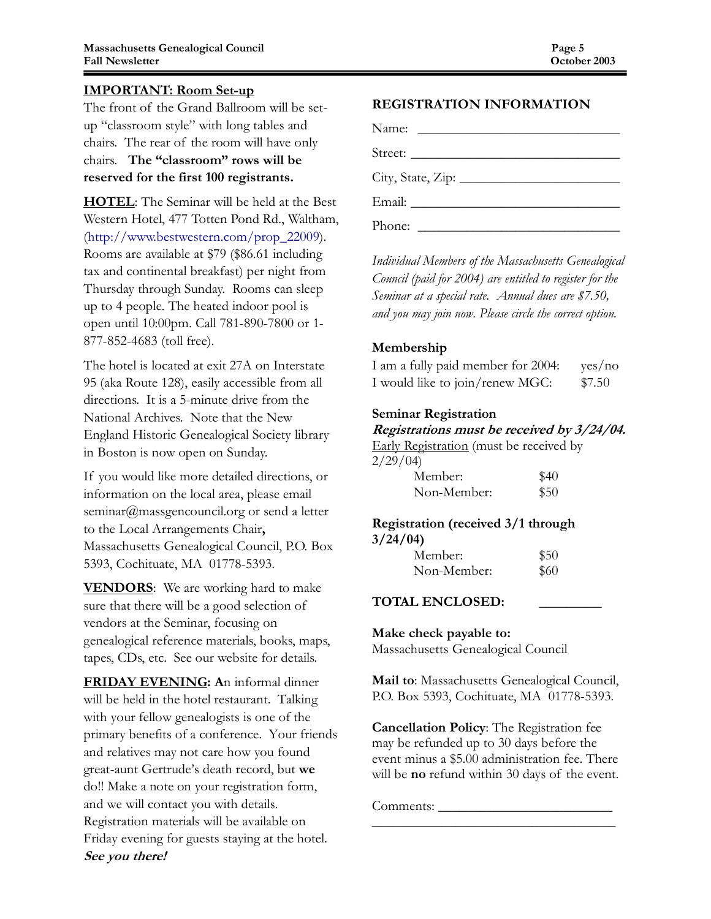**IMPORTANT: Room Set-up**

The front of the Grand Ballroom will be set-up "classroom style" with long tables and chairs. The rear of the room will have only chairs. **The "classroom" rows will be reserved for the first 100 registrants.**

**HOTEL**: The Seminar will be held at the Best Western Hotel, 477 Totten Pond Rd., Waltham, (http://www.bestwestern.com/prop_22009). Rooms are available at $79 ($86.61 including tax and continental breakfast) per night from Thursday through Sunday. Rooms can sleep up to 4 people. The heated indoor pool is open until 10:00pm. Call 781-890-7800 or 1-877-852-4683 (toll free).

The hotel is located at exit 27A on Interstate 95 (aka Route 128), easily accessible from all directions. It is a 5-minute drive from the National Archives. Note that the New England Historic Genealogical Society library in Boston is now open on Sunday.

If you would like more detailed directions, or information on the local area, please email seminar@massgencouncil.org or send a letter to the Local Arrangements Chair, Massachusetts Genealogical Council, P.O. Box 5393, Cochituate, MA 01778-5393.

**VENDORS**: We are working hard to make sure that there will be a good selection of vendors at the Seminar, focusing on genealogical reference materials, books, maps, tapes, CDs, etc. See our website for details.

**FRIDAY EVENING: A**n informal dinner will be held in the hotel restaurant. Talking with your fellow genealogists is one of the primary benefits of a conference. Your friends and relatives may not care how you found great-aunt Gertrude's death record, but **we** do!! Make a note on your registration form, and we will contact you with details. Registration materials will be available on Friday evening for guests staying at the hotel. ***See you there!***

## REGISTRATION INFORMATION

Name: ______________________________

Street: ______________________________

City, State, Zip: ______________________

Email: ______________________________

Phone: ______________________________

*Individual Members of the Massachusetts Genealogical Council (paid for 2004) are entitled to register for the Seminar at a special rate. Annual dues are $7.50, and you may join now. Please circle the correct option.*

**Membership**

I am a fully paid member for 2004: yes/no

I would like to join/renew MGC: $7.50

**Seminar Registration**

***Registrations must be received by 3/24/04.***

Early Registration (must be received by 2/29/04)

Member: $40

Non-Member: $50

**Registration (received 3/1 through 3/24/04)**

Member: $50

Non-Member: $60

**TOTAL ENCLOSED:** ________

**Make check payable to:**

Massachusetts Genealogical Council

**Mail to**: Massachusetts Genealogical Council, P.O. Box 5393, Cochituate, MA 01778-5393.

**Cancellation Policy**: The Registration fee may be refunded up to 30 days before the event minus a $5.00 administration fee. There will be **no** refund within 30 days of the event.

Comments: __________________________

____________________________________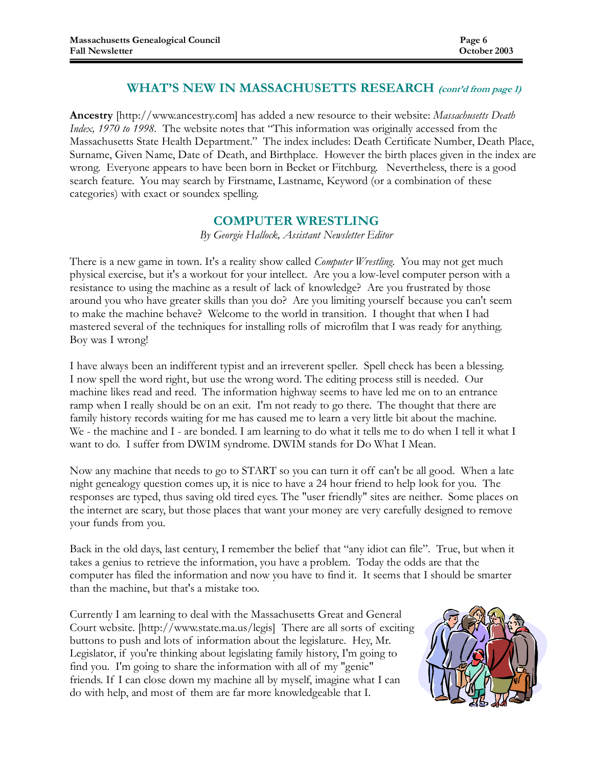## WHAT'S NEW IN MASSACHUSETTS RESEARCH *(cont'd from page 1)*

**Ancestry** [http://www.ancestry.com] has added a new resource to their website: *Massachusetts Death Index, 1970 to 1998*. The website notes that "This information was originally accessed from the Massachusetts State Health Department." The index includes: Death Certificate Number, Death Place, Surname, Given Name, Date of Death, and Birthplace. However the birth places given in the index are wrong. Everyone appears to have been born in Becket or Fitchburg. Nevertheless, there is a good search feature. You may search by Firstname, Lastname, Keyword (or a combination of these categories) with exact or soundex spelling.

## COMPUTER WRESTLING

*By Georgie Hallock, Assistant Newsletter Editor*

There is a new game in town. It's a reality show called *Computer Wrestling*. You may not get much physical exercise, but it's a workout for your intellect. Are you a low-level computer person with a resistance to using the machine as a result of lack of knowledge? Are you frustrated by those around you who have greater skills than you do? Are you limiting yourself because you can't seem to make the machine behave? Welcome to the world in transition. I thought that when I had mastered several of the techniques for installing rolls of microfilm that I was ready for anything. Boy was I wrong!

I have always been an indifferent typist and an irreverent speller. Spell check has been a blessing. I now spell the word right, but use the wrong word. The editing process still is needed. Our machine likes read and reed. The information highway seems to have led me on to an entrance ramp when I really should be on an exit. I'm not ready to go there. The thought that there are family history records waiting for me has caused me to learn a very little bit about the machine. We - the machine and I - are bonded. I am learning to do what it tells me to do when I tell it what I want to do. I suffer from DWIM syndrome. DWIM stands for Do What I Mean.

Now any machine that needs to go to START so you can turn it off can't be all good. When a late night genealogy question comes up, it is nice to have a 24 hour friend to help look for you. The responses are typed, thus saving old tired eyes. The "user friendly" sites are neither. Some places on the internet are scary, but those places that want your money are very carefully designed to remove your funds from you.

Back in the old days, last century, I remember the belief that "any idiot can file". True, but when it takes a genius to retrieve the information, you have a problem. Today the odds are that the computer has filed the information and now you have to find it. It seems that I should be smarter than the machine, but that's a mistake too.

Currently I am learning to deal with the Massachusetts Great and General Court website. [http://www.state.ma.us/legis] There are all sorts of exciting buttons to push and lots of information about the legislature. Hey, Mr. Legislator, if you're thinking about legislating family history, I'm going to find you. I'm going to share the information with all of my "genie" friends. If I can close down my machine all by myself, imagine what I can do with help, and most of them are far more knowledgeable that I.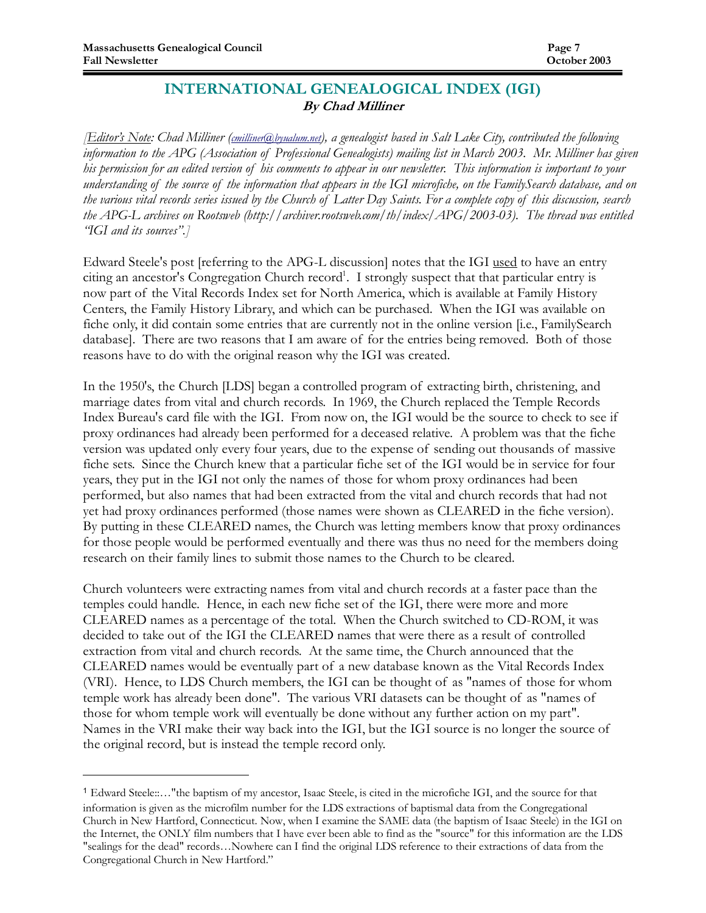# INTERNATIONAL GENEALOGICAL INDEX (IGI)

**By Chad Milliner**

*[Editor's Note: Chad Milliner (cmilliner@byualum.net), a genealogist based in Salt Lake City, contributed the following information to the APG (Association of Professional Genealogists) mailing list in March 2003. Mr. Milliner has given his permission for an edited version of his comments to appear in our newsletter. This information is important to your understanding of the source of the information that appears in the IGI microfiche, on the FamilySearch database, and on the various vital records series issued by the Church of Latter Day Saints. For a complete copy of this discussion, search the APG-L archives on Rootsweb (http://archiver.rootsweb.com/th/index/APG/2003-03). The thread was entitled "IGI and its sources".]*

Edward Steele's post [referring to the APG-L discussion] notes that the IGI used to have an entry citing an ancestor's Congregation Church record[1]. I strongly suspect that that particular entry is now part of the Vital Records Index set for North America, which is available at Family History Centers, the Family History Library, and which can be purchased. When the IGI was available on fiche only, it did contain some entries that are currently not in the online version [i.e., FamilySearch database]. There are two reasons that I am aware of for the entries being removed. Both of those reasons have to do with the original reason why the IGI was created.

In the 1950's, the Church [LDS] began a controlled program of extracting birth, christening, and marriage dates from vital and church records. In 1969, the Church replaced the Temple Records Index Bureau's card file with the IGI. From now on, the IGI would be the source to check to see if proxy ordinances had already been performed for a deceased relative. A problem was that the fiche version was updated only every four years, due to the expense of sending out thousands of massive fiche sets. Since the Church knew that a particular fiche set of the IGI would be in service for four years, they put in the IGI not only the names of those for whom proxy ordinances had been performed, but also names that had been extracted from the vital and church records that had not yet had proxy ordinances performed (those names were shown as CLEARED in the fiche version). By putting in these CLEARED names, the Church was letting members know that proxy ordinances for those people would be performed eventually and there was thus no need for the members doing research on their family lines to submit those names to the Church to be cleared.

Church volunteers were extracting names from vital and church records at a faster pace than the temples could handle. Hence, in each new fiche set of the IGI, there were more and more CLEARED names as a percentage of the total. When the Church switched to CD-ROM, it was decided to take out of the IGI the CLEARED names that were there as a result of controlled extraction from vital and church records. At the same time, the Church announced that the CLEARED names would be eventually part of a new database known as the Vital Records Index (VRI). Hence, to LDS Church members, the IGI can be thought of as "names of those for whom temple work has already been done". The various VRI datasets can be thought of as "names of those for whom temple work will eventually be done without any further action on my part". Names in the VRI make their way back into the IGI, but the IGI source is no longer the source of the original record, but is instead the temple record only.

---

[1] Edward Steele::…"the baptism of my ancestor, Isaac Steele, is cited in the microfiche IGI, and the source for that information is given as the microfilm number for the LDS extractions of baptismal data from the Congregational Church in New Hartford, Connecticut. Now, when I examine the SAME data (the baptism of Isaac Steele) in the IGI on the Internet, the ONLY film numbers that I have ever been able to find as the "source" for this information are the LDS "sealings for the dead" records…Nowhere can I find the original LDS reference to their extractions of data from the Congregational Church in New Hartford."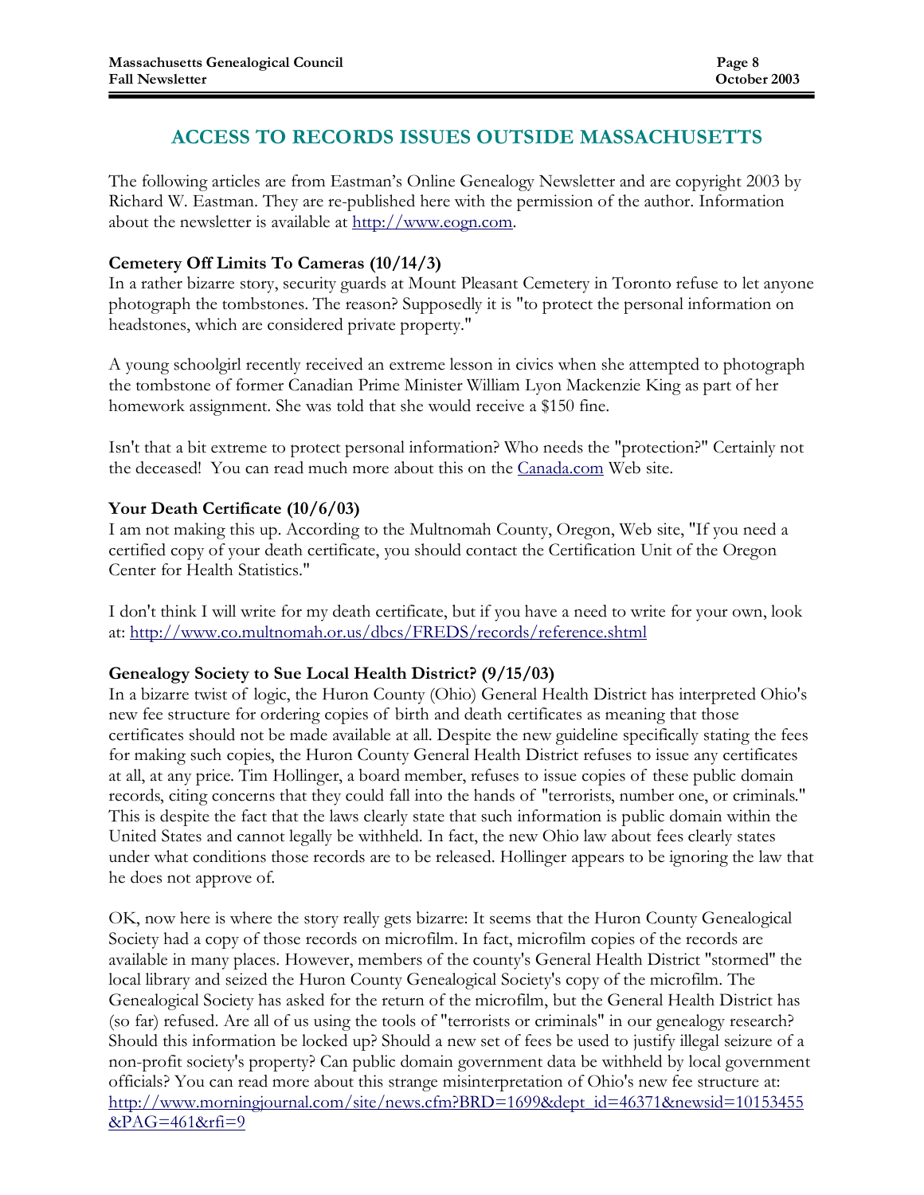# ACCESS TO RECORDS ISSUES OUTSIDE MASSACHUSETTS

The following articles are from Eastman's Online Genealogy Newsletter and are copyright 2003 by Richard W. Eastman. They are re-published here with the permission of the author. Information about the newsletter is available at [http://www.eogn.com](http://www.eogn.com).

**Cemetery Off Limits To Cameras (10/14/3)**

In a rather bizarre story, security guards at Mount Pleasant Cemetery in Toronto refuse to let anyone photograph the tombstones. The reason? Supposedly it is "to protect the personal information on headstones, which are considered private property."

A young schoolgirl recently received an extreme lesson in civics when she attempted to photograph the tombstone of former Canadian Prime Minister William Lyon Mackenzie King as part of her homework assignment. She was told that she would receive a $150 fine.

Isn't that a bit extreme to protect personal information? Who needs the "protection?" Certainly not the deceased! You can read much more about this on the Canada.com Web site.

**Your Death Certificate (10/6/03)**

I am not making this up. According to the Multnomah County, Oregon, Web site, "If you need a certified copy of your death certificate, you should contact the Certification Unit of the Oregon Center for Health Statistics."

I don't think I will write for my death certificate, but if you have a need to write for your own, look at: [http://www.co.multnomah.or.us/dbcs/FREDS/records/reference.shtml](http://www.co.multnomah.or.us/dbcs/FREDS/records/reference.shtml)

**Genealogy Society to Sue Local Health District? (9/15/03)**

In a bizarre twist of logic, the Huron County (Ohio) General Health District has interpreted Ohio's new fee structure for ordering copies of birth and death certificates as meaning that those certificates should not be made available at all. Despite the new guideline specifically stating the fees for making such copies, the Huron County General Health District refuses to issue any certificates at all, at any price. Tim Hollinger, a board member, refuses to issue copies of these public domain records, citing concerns that they could fall into the hands of "terrorists, number one, or criminals." This is despite the fact that the laws clearly state that such information is public domain within the United States and cannot legally be withheld. In fact, the new Ohio law about fees clearly states under what conditions those records are to be released. Hollinger appears to be ignoring the law that he does not approve of.

OK, now here is where the story really gets bizarre: It seems that the Huron County Genealogical Society had a copy of those records on microfilm. In fact, microfilm copies of the records are available in many places. However, members of the county's General Health District "stormed" the local library and seized the Huron County Genealogical Society's copy of the microfilm. The Genealogical Society has asked for the return of the microfilm, but the General Health District has (so far) refused. Are all of us using the tools of "terrorists or criminals" in our genealogy research? Should this information be locked up? Should a new set of fees be used to justify illegal seizure of a non-profit society's property? Can public domain government data be withheld by local government officials? You can read more about this strange misinterpretation of Ohio's new fee structure at: [http://www.morningjournal.com/site/news.cfm?BRD=1699&dept_id=46371&newsid=10153455&PAG=461&rfi=9](http://www.morningjournal.com/site/news.cfm?BRD=1699&dept_id=46371&newsid=10153455&PAG=461&rfi=9)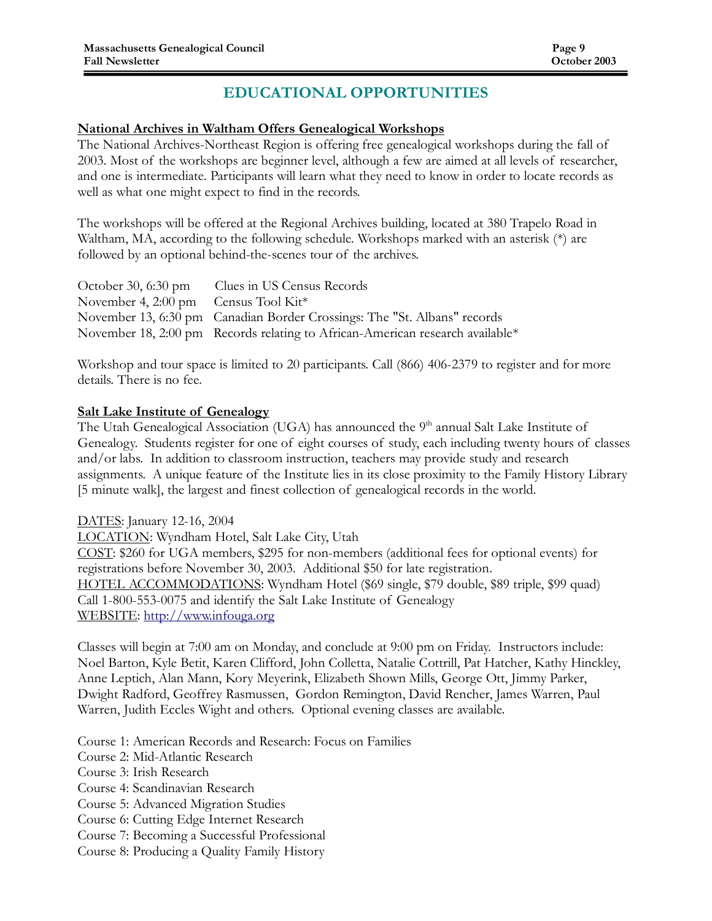# EDUCATIONAL OPPORTUNITIES

## National Archives in Waltham Offers Genealogical Workshops

The National Archives-Northeast Region is offering free genealogical workshops during the fall of 2003. Most of the workshops are beginner level, although a few are aimed at all levels of researcher, and one is intermediate. Participants will learn what they need to know in order to locate records as well as what one might expect to find in the records.

The workshops will be offered at the Regional Archives building, located at 380 Trapelo Road in Waltham, MA, according to the following schedule. Workshops marked with an asterisk (*) are followed by an optional behind-the-scenes tour of the archives.

| | |
|---|---|
| October 30, 6:30 pm | Clues in US Census Records |
| November 4, 2:00 pm | Census Tool Kit* |
| November 13, 6:30 pm | Canadian Border Crossings: The "St. Albans" records |
| November 18, 2:00 pm | Records relating to African-American research available* |

Workshop and tour space is limited to 20 participants. Call (866) 406-2379 to register and for more details. There is no fee.

## Salt Lake Institute of Genealogy

The Utah Genealogical Association (UGA) has announced the 9th annual Salt Lake Institute of Genealogy. Students register for one of eight courses of study, each including twenty hours of classes and/or labs. In addition to classroom instruction, teachers may provide study and research assignments. A unique feature of the Institute lies in its close proximity to the Family History Library [5 minute walk], the largest and finest collection of genealogical records in the world.

DATES: January 12-16, 2004
LOCATION: Wyndham Hotel, Salt Lake City, Utah
COST: $260 for UGA members, $295 for non-members (additional fees for optional events) for registrations before November 30, 2003. Additional $50 for late registration.
HOTEL ACCOMMODATIONS: Wyndham Hotel ($69 single, $79 double, $89 triple, $99 quad) Call 1-800-553-0075 and identify the Salt Lake Institute of Genealogy
WEBSITE: http://www.infouga.org

Classes will begin at 7:00 am on Monday, and conclude at 9:00 pm on Friday. Instructors include: Noel Barton, Kyle Betit, Karen Clifford, John Colletta, Natalie Cottrill, Pat Hatcher, Kathy Hinckley, Anne Leptich, Alan Mann, Kory Meyerink, Elizabeth Shown Mills, George Ott, Jimmy Parker, Dwight Radford, Geoffrey Rasmussen, Gordon Remington, David Rencher, James Warren, Paul Warren, Judith Eccles Wight and others. Optional evening classes are available.

Course 1: American Records and Research: Focus on Families
Course 2: Mid-Atlantic Research
Course 3: Irish Research
Course 4: Scandinavian Research
Course 5: Advanced Migration Studies
Course 6: Cutting Edge Internet Research
Course 7: Becoming a Successful Professional
Course 8: Producing a Quality Family History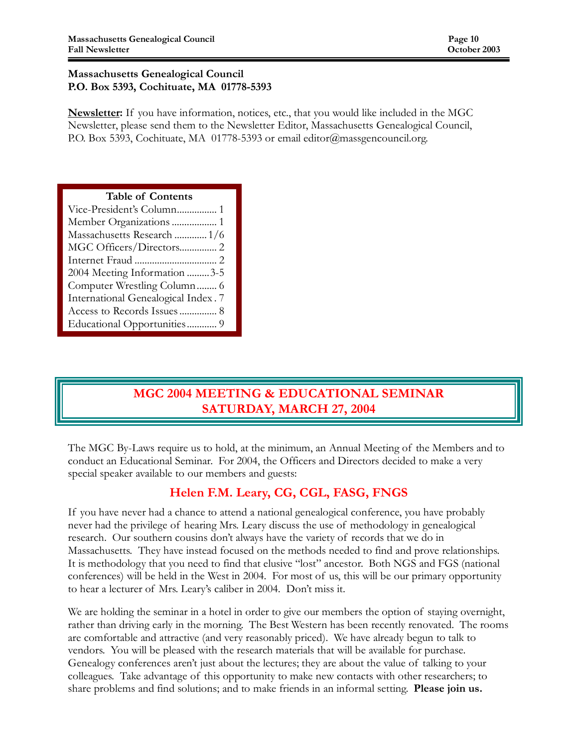**Massachusetts Genealogical Council**
**P.O. Box 5393, Cochituate, MA 01778-5393**

**<u>Newsletter</u>:** If you have information, notices, etc., that you would like included in the MGC Newsletter, please send them to the Newsletter Editor, Massachusetts Genealogical Council, P.O. Box 5393, Cochituate, MA 01778-5393 or email editor@massgencouncil.org.

| Table of Contents | |
|---|---|
| Vice-President's Column | 1 |
| Member Organizations | 1 |
| Massachusetts Research | 1/6 |
| MGC Officers/Directors | 2 |
| Internet Fraud | 2 |
| 2004 Meeting Information | 3-5 |
| Computer Wrestling Column | 6 |
| International Genealogical Index | 7 |
| Access to Records Issues | 8 |
| Educational Opportunities | 9 |

## MGC 2004 MEETING & EDUCATIONAL SEMINAR
## SATURDAY, MARCH 27, 2004

The MGC By-Laws require us to hold, at the minimum, an Annual Meeting of the Members and to conduct an Educational Seminar. For 2004, the Officers and Directors decided to make a very special speaker available to our members and guests:

### Helen F.M. Leary, CG, CGL, FASG, FNGS

If you have never had a chance to attend a national genealogical conference, you have probably never had the privilege of hearing Mrs. Leary discuss the use of methodology in genealogical research. Our southern cousins don't always have the variety of records that we do in Massachusetts. They have instead focused on the methods needed to find and prove relationships. It is methodology that you need to find that elusive "lost" ancestor. Both NGS and FGS (national conferences) will be held in the West in 2004. For most of us, this will be our primary opportunity to hear a lecturer of Mrs. Leary's caliber in 2004. Don't miss it.

We are holding the seminar in a hotel in order to give our members the option of staying overnight, rather than driving early in the morning. The Best Western has been recently renovated. The rooms are comfortable and attractive (and very reasonably priced). We have already begun to talk to vendors. You will be pleased with the research materials that will be available for purchase. Genealogy conferences aren't just about the lectures; they are about the value of talking to your colleagues. Take advantage of this opportunity to make new contacts with other researchers; to share problems and find solutions; and to make friends in an informal setting. **Please join us.**